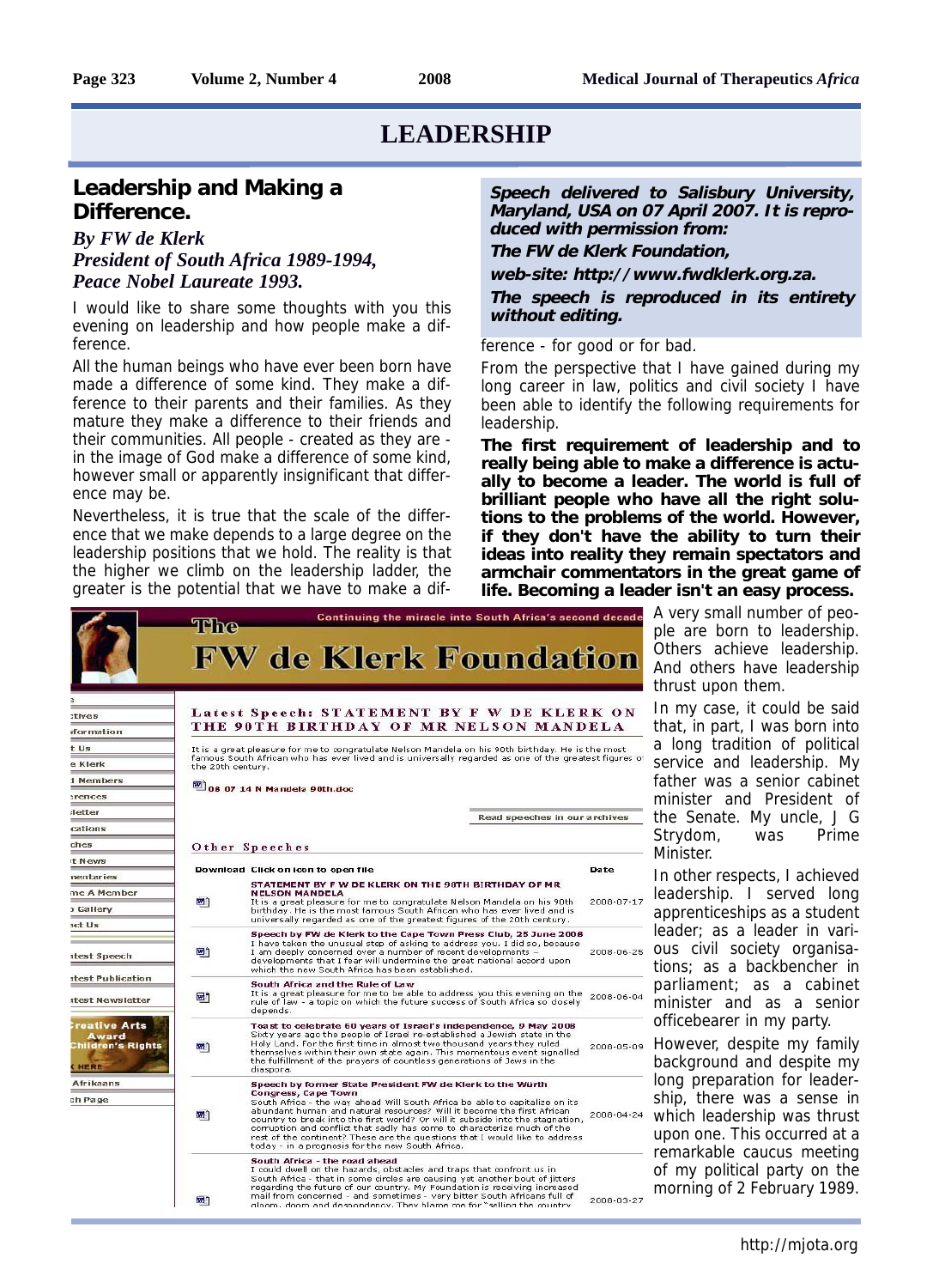# LEADERSHIP

## Leadership and Making a Difference.

### *By FW de Klerk*
### *President of South Africa 1989-1994,*
### *Peace Nobel Laureate 1993.*

***Speech delivered to Salisbury University, Maryland, USA on 07 April 2007. It is reproduced with permission from:***

***The FW de Klerk Foundation,***

***web-site: http://www.fwdklerk.org.za.***

***The speech is reproduced in its entirety without editing.***

I would like to share some thoughts with you this evening on leadership and how people make a difference.

All the human beings who have ever been born have made a difference of some kind. They make a difference to their parents and their families. As they mature they make a difference to their friends and their communities. All people - created as they are - in the image of God make a difference of some kind, however small or apparently insignificant that difference may be.

Nevertheless, it is true that the scale of the difference that we make depends to a large degree on the leadership positions that we hold. The reality is that the higher we climb on the leadership ladder, the greater is the potential that we have to make a difference - for good or for bad.

From the perspective that I have gained during my long career in law, politics and civil society I have been able to identify the following requirements for leadership.

**The first requirement of leadership and to really being able to make a difference is actually to become a leader. The world is full of brilliant people who have all the right solutions to the problems of the world. However, if they don't have the ability to turn their ideas into reality they remain spectators and armchair commentators in the great game of life. Becoming a leader isn't an easy process.**

A very small number of people are born to leadership. Others achieve leadership. And others have leadership thrust upon them.

In my case, it could be said that, in part, I was born into a long tradition of political service and leadership. My father was a senior cabinet minister and President of the Senate. My uncle, J G Strydom, was Prime Minister.

In other respects, I achieved leadership. I served long apprenticeships as a student leader; as a leader in various civil society organisations; as a backbencher in parliament; as a cabinet minister and as a senior officebearer in my party.

However, despite my family background and despite my long preparation for leadership, there was a sense in which leadership was thrust upon one. This occurred at a remarkable caucus meeting of my political party on the morning of 2 February 1989.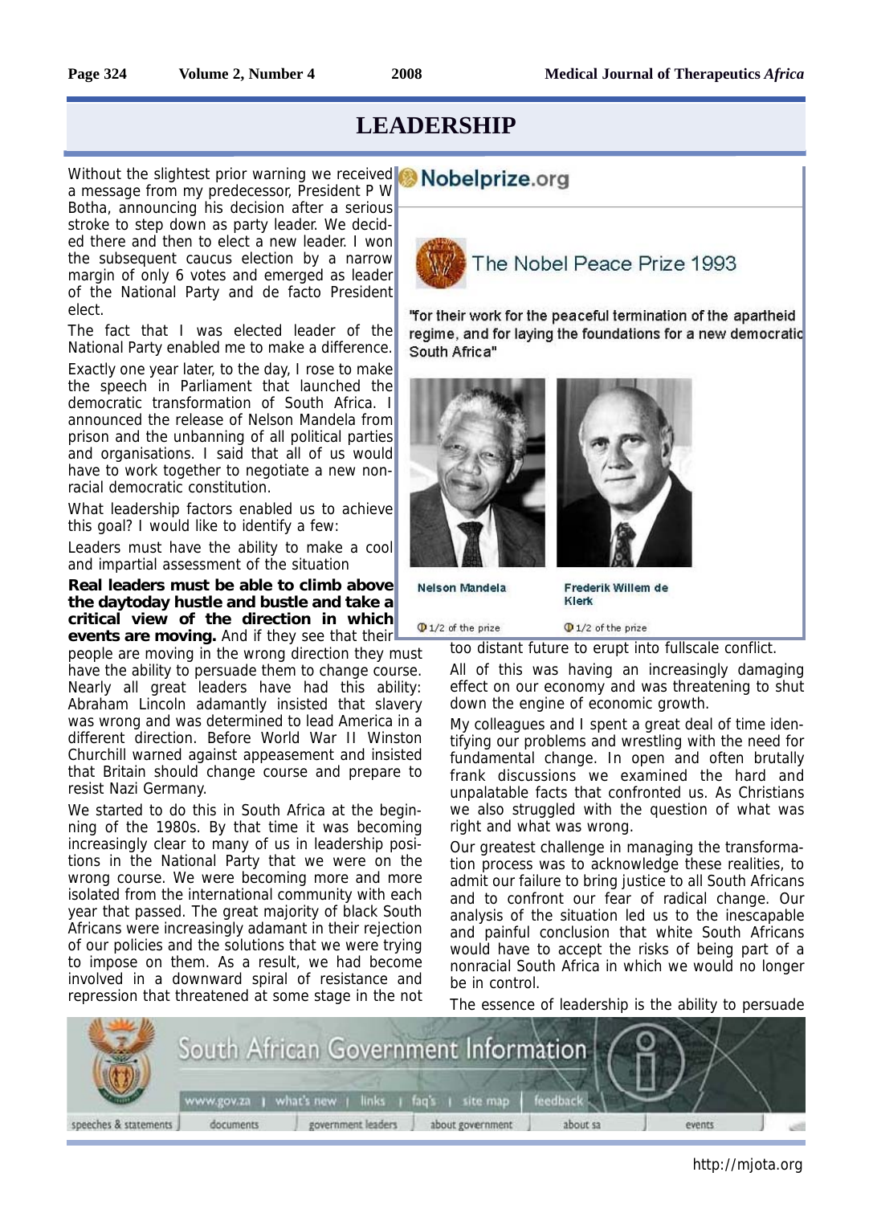# LEADERSHIP

Without the slightest prior warning we received a message from my predecessor, President P W Botha, announcing his decision after a serious stroke to step down as party leader. We decided there and then to elect a new leader. I won the subsequent caucus election by a narrow margin of only 6 votes and emerged as leader of the National Party and de facto President elect.

The fact that I was elected leader of the National Party enabled me to make a difference.

Exactly one year later, to the day, I rose to make the speech in Parliament that launched the democratic transformation of South Africa. I announced the release of Nelson Mandela from prison and the unbanning of all political parties and organisations. I said that all of us would have to work together to negotiate a new nonracial democratic constitution.

What leadership factors enabled us to achieve this goal? I would like to identify a few:

Leaders must have the ability to make a cool and impartial assessment of the situation

**Real leaders must be able to climb above the daytoday hustle and bustle and take a critical view of the direction in which events are moving.** And if they see that their people are moving in the wrong direction they must have the ability to persuade them to change course. Nearly all great leaders have had this ability: Abraham Lincoln adamantly insisted that slavery was wrong and was determined to lead America in a different direction. Before World War II Winston Churchill warned against appeasement and insisted that Britain should change course and prepare to resist Nazi Germany.

We started to do this in South Africa at the beginning of the 1980s. By that time it was becoming increasingly clear to many of us in leadership positions in the National Party that we were on the wrong course. We were becoming more and more isolated from the international community with each year that passed. The great majority of black South Africans were increasingly adamant in their rejection of our policies and the solutions that we were trying to impose on them. As a result, we had become involved in a downward spiral of resistance and repression that threatened at some stage in the not too distant future to erupt into fullscale conflict.

Nobelprize.org

The Nobel Peace Prize 1993

"for their work for the peaceful termination of the apartheid regime, and for laying the foundations for a new democratic South Africa"

Nelson Mandela — 1/2 of the prize

Frederik Willem de Klerk — 1/2 of the prize

All of this was having an increasingly damaging effect on our economy and was threatening to shut down the engine of economic growth.

My colleagues and I spent a great deal of time identifying our problems and wrestling with the need for fundamental change. In open and often brutally frank discussions we examined the hard and unpalatable facts that confronted us. As Christians we also struggled with the question of what was right and what was wrong.

Our greatest challenge in managing the transformation process was to acknowledge these realities, to admit our failure to bring justice to all South Africans and to confront our fear of radical change. Our analysis of the situation led us to the inescapable and painful conclusion that white South Africans would have to accept the risks of being part of a nonracial South Africa in which we would no longer be in control.

The essence of leadership is the ability to persuade

South African Government Information

www.gov.za | what's new | links | faq's | site map | feedback

speeches & statements | documents | government leaders | about government | about sa | events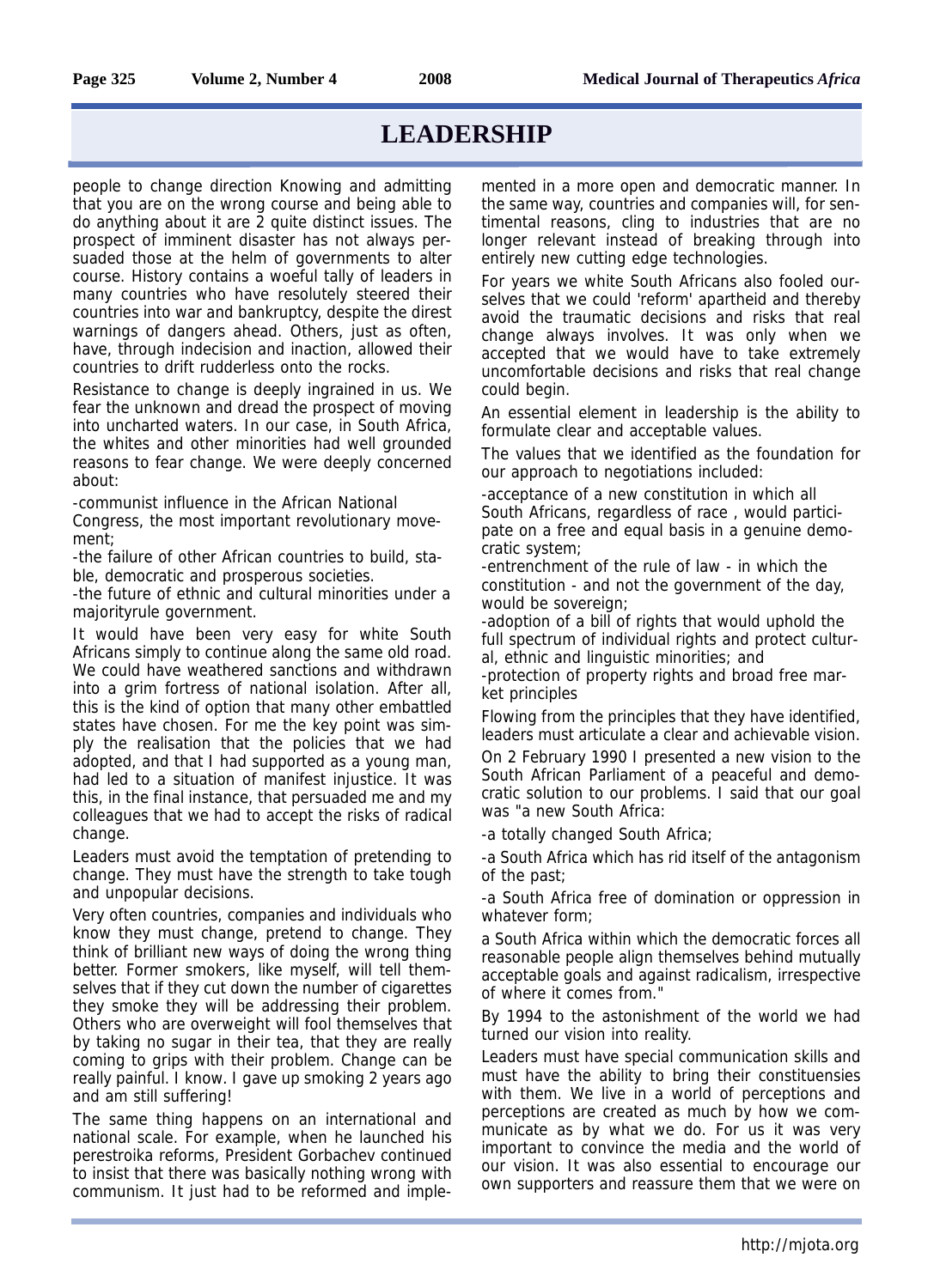# LEADERSHIP

people to change direction Knowing and admitting that you are on the wrong course and being able to do anything about it are 2 quite distinct issues. The prospect of imminent disaster has not always persuaded those at the helm of governments to alter course. History contains a woeful tally of leaders in many countries who have resolutely steered their countries into war and bankruptcy, despite the direst warnings of dangers ahead. Others, just as often, have, through indecision and inaction, allowed their countries to drift rudderless onto the rocks.

Resistance to change is deeply ingrained in us. We fear the unknown and dread the prospect of moving into uncharted waters. In our case, in South Africa, the whites and other minorities had well grounded reasons to fear change. We were deeply concerned about:

-communist influence in the African National Congress, the most important revolutionary movement;

-the failure of other African countries to build, stable, democratic and prosperous societies.

-the future of ethnic and cultural minorities under a majorityrule government.

It would have been very easy for white South Africans simply to continue along the same old road. We could have weathered sanctions and withdrawn into a grim fortress of national isolation. After all, this is the kind of option that many other embattled states have chosen. For me the key point was simply the realisation that the policies that we had adopted, and that I had supported as a young man, had led to a situation of manifest injustice. It was this, in the final instance, that persuaded me and my colleagues that we had to accept the risks of radical change.

Leaders must avoid the temptation of pretending to change. They must have the strength to take tough and unpopular decisions.

Very often countries, companies and individuals who know they must change, pretend to change. They think of brilliant new ways of doing the wrong thing better. Former smokers, like myself, will tell themselves that if they cut down the number of cigarettes they smoke they will be addressing their problem. Others who are overweight will fool themselves that by taking no sugar in their tea, that they are really coming to grips with their problem. Change can be really painful. I know. I gave up smoking 2 years ago and am still suffering!

The same thing happens on an international and national scale. For example, when he launched his perestroika reforms, President Gorbachev continued to insist that there was basically nothing wrong with communism. It just had to be reformed and implemented in a more open and democratic manner. In the same way, countries and companies will, for sentimental reasons, cling to industries that are no longer relevant instead of breaking through into entirely new cutting edge technologies.

For years we white South Africans also fooled ourselves that we could 'reform' apartheid and thereby avoid the traumatic decisions and risks that real change always involves. It was only when we accepted that we would have to take extremely uncomfortable decisions and risks that real change could begin.

An essential element in leadership is the ability to formulate clear and acceptable values.

The values that we identified as the foundation for our approach to negotiations included:

-acceptance of a new constitution in which all South Africans, regardless of race , would participate on a free and equal basis in a genuine democratic system;

-entrenchment of the rule of law - in which the constitution - and not the government of the day, would be sovereign;

-adoption of a bill of rights that would uphold the full spectrum of individual rights and protect cultural, ethnic and linguistic minorities; and

-protection of property rights and broad free market principles

Flowing from the principles that they have identified, leaders must articulate a clear and achievable vision.

On 2 February 1990 I presented a new vision to the South African Parliament of a peaceful and democratic solution to our problems. I said that our goal was "a new South Africa:

-a totally changed South Africa;

-a South Africa which has rid itself of the antagonism of the past;

-a South Africa free of domination or oppression in whatever form;

a South Africa within which the democratic forces all reasonable people align themselves behind mutually acceptable goals and against radicalism, irrespective of where it comes from."

By 1994 to the astonishment of the world we had turned our vision into reality.

Leaders must have special communication skills and must have the ability to bring their constituensies with them. We live in a world of perceptions and perceptions are created as much by how we communicate as by what we do. For us it was very important to convince the media and the world of our vision. It was also essential to encourage our own supporters and reassure them that we were on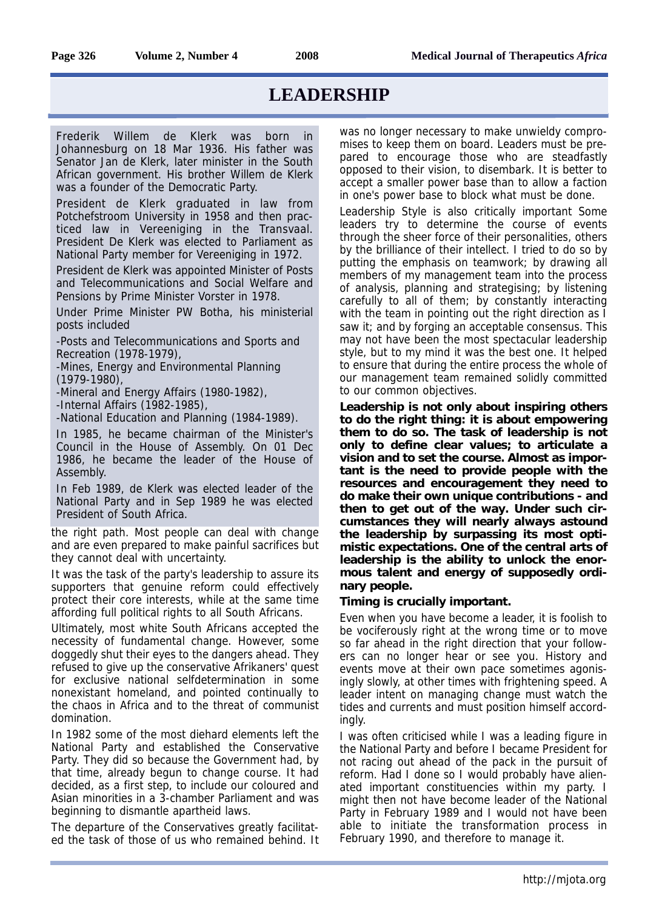# LEADERSHIP

Frederik Willem de Klerk was born in Johannesburg on 18 Mar 1936. His father was Senator Jan de Klerk, later minister in the South African government. His brother Willem de Klerk was a founder of the Democratic Party.

President de Klerk graduated in law from Potchefstroom University in 1958 and then practiced law in Vereeniging in the Transvaal. President De Klerk was elected to Parliament as National Party member for Vereeniging in 1972.

President de Klerk was appointed Minister of Posts and Telecommunications and Social Welfare and Pensions by Prime Minister Vorster in 1978.

Under Prime Minister PW Botha, his ministerial posts included

-Posts and Telecommunications and Sports and Recreation (1978-1979),
-Mines, Energy and Environmental Planning (1979-1980),
-Mineral and Energy Affairs (1980-1982),
-Internal Affairs (1982-1985),
-National Education and Planning (1984-1989).

In 1985, he became chairman of the Minister's Council in the House of Assembly. On 01 Dec 1986, he became the leader of the House of Assembly.

In Feb 1989, de Klerk was elected leader of the National Party and in Sep 1989 he was elected President of South Africa.

the right path. Most people can deal with change and are even prepared to make painful sacrifices but they cannot deal with uncertainty.

It was the task of the party's leadership to assure its supporters that genuine reform could effectively protect their core interests, while at the same time affording full political rights to all South Africans.

Ultimately, most white South Africans accepted the necessity of fundamental change. However, some doggedly shut their eyes to the dangers ahead. They refused to give up the conservative Afrikaners' quest for exclusive national selfdetermination in some nonexistant homeland, and pointed continually to the chaos in Africa and to the threat of communist domination.

In 1982 some of the most diehard elements left the National Party and established the Conservative Party. They did so because the Government had, by that time, already begun to change course. It had decided, as a first step, to include our coloured and Asian minorities in a 3-chamber Parliament and was beginning to dismantle apartheid laws.

The departure of the Conservatives greatly facilitated the task of those of us who remained behind. It was no longer necessary to make unwieldy compromises to keep them on board. Leaders must be prepared to encourage those who are steadfastly opposed to their vision, to disembark. It is better to accept a smaller power base than to allow a faction in one's power base to block what must be done.

Leadership Style is also critically important Some leaders try to determine the course of events through the sheer force of their personalities, others by the brilliance of their intellect. I tried to do so by putting the emphasis on teamwork; by drawing all members of my management team into the process of analysis, planning and strategising; by listening carefully to all of them; by constantly interacting with the team in pointing out the right direction as I saw it; and by forging an acceptable consensus. This may not have been the most spectacular leadership style, but to my mind it was the best one. It helped to ensure that during the entire process the whole of our management team remained solidly committed to our common objectives.

**Leadership is not only about inspiring others to do the right thing: it is about empowering them to do so. The task of leadership is not only to define clear values; to articulate a vision and to set the course. Almost as important is the need to provide people with the resources and encouragement they need to do make their own unique contributions - and then to get out of the way. Under such circumstances they will nearly always astound the leadership by surpassing its most optimistic expectations. One of the central arts of leadership is the ability to unlock the enormous talent and energy of supposedly ordinary people.**

**Timing is crucially important.**

Even when you have become a leader, it is foolish to be vociferously right at the wrong time or to move so far ahead in the right direction that your followers can no longer hear or see you. History and events move at their own pace sometimes agonisingly slowly, at other times with frightening speed. A leader intent on managing change must watch the tides and currents and must position himself accordingly.

I was often criticised while I was a leading figure in the National Party and before I became President for not racing out ahead of the pack in the pursuit of reform. Had I done so I would probably have alienated important constituencies within my party. I might then not have become leader of the National Party in February 1989 and I would not have been able to initiate the transformation process in February 1990, and therefore to manage it.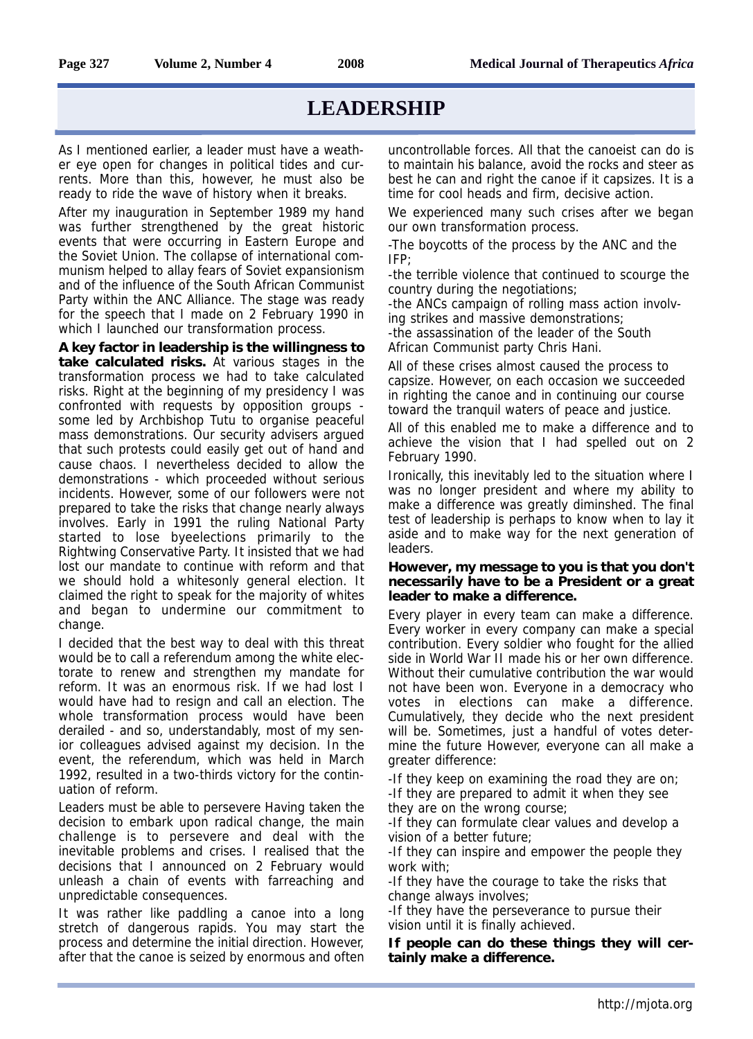# LEADERSHIP

As I mentioned earlier, a leader must have a weather eye open for changes in political tides and currents. More than this, however, he must also be ready to ride the wave of history when it breaks.

After my inauguration in September 1989 my hand was further strengthened by the great historic events that were occurring in Eastern Europe and the Soviet Union. The collapse of international communism helped to allay fears of Soviet expansionism and of the influence of the South African Communist Party within the ANC Alliance. The stage was ready for the speech that I made on 2 February 1990 in which I launched our transformation process.

**A key factor in leadership is the willingness to take calculated risks.** At various stages in the transformation process we had to take calculated risks. Right at the beginning of my presidency I was confronted with requests by opposition groups - some led by Archbishop Tutu to organise peaceful mass demonstrations. Our security advisers argued that such protests could easily get out of hand and cause chaos. I nevertheless decided to allow the demonstrations - which proceeded without serious incidents. However, some of our followers were not prepared to take the risks that change nearly always involves. Early in 1991 the ruling National Party started to lose byeelections primarily to the Rightwing Conservative Party. It insisted that we had lost our mandate to continue with reform and that we should hold a whitesonly general election. It claimed the right to speak for the majority of whites and began to undermine our commitment to change.

I decided that the best way to deal with this threat would be to call a referendum among the white electorate to renew and strengthen my mandate for reform. It was an enormous risk. If we had lost I would have had to resign and call an election. The whole transformation process would have been derailed - and so, understandably, most of my senior colleagues advised against my decision. In the event, the referendum, which was held in March 1992, resulted in a two-thirds victory for the continuation of reform.

Leaders must be able to persevere Having taken the decision to embark upon radical change, the main challenge is to persevere and deal with the inevitable problems and crises. I realised that the decisions that I announced on 2 February would unleash a chain of events with farreaching and unpredictable consequences.

It was rather like paddling a canoe into a long stretch of dangerous rapids. You may start the process and determine the initial direction. However, after that the canoe is seized by enormous and often uncontrollable forces. All that the canoeist can do is to maintain his balance, avoid the rocks and steer as best he can and right the canoe if it capsizes. It is a time for cool heads and firm, decisive action.

We experienced many such crises after we began our own transformation process.

-The boycotts of the process by the ANC and the IFP;
-the terrible violence that continued to scourge the country during the negotiations;
-the ANCs campaign of rolling mass action involving strikes and massive demonstrations;
-the assassination of the leader of the South African Communist party Chris Hani.

All of these crises almost caused the process to capsize. However, on each occasion we succeeded in righting the canoe and in continuing our course toward the tranquil waters of peace and justice.

All of this enabled me to make a difference and to achieve the vision that I had spelled out on 2 February 1990.

Ironically, this inevitably led to the situation where I was no longer president and where my ability to make a difference was greatly diminshed. The final test of leadership is perhaps to know when to lay it aside and to make way for the next generation of leaders.

**However, my message to you is that you don't necessarily have to be a President or a great leader to make a difference.**

Every player in every team can make a difference. Every worker in every company can make a special contribution. Every soldier who fought for the allied side in World War II made his or her own difference. Without their cumulative contribution the war would not have been won. Everyone in a democracy who votes in elections can make a difference. Cumulatively, they decide who the next president will be. Sometimes, just a handful of votes determine the future However, everyone can all make a greater difference:

-If they keep on examining the road they are on;
-If they are prepared to admit it when they see they are on the wrong course;
-If they can formulate clear values and develop a vision of a better future;
-If they can inspire and empower the people they work with;
-If they have the courage to take the risks that change always involves;
-If they have the perseverance to pursue their vision until it is finally achieved.

**If people can do these things they will certainly make a difference.**